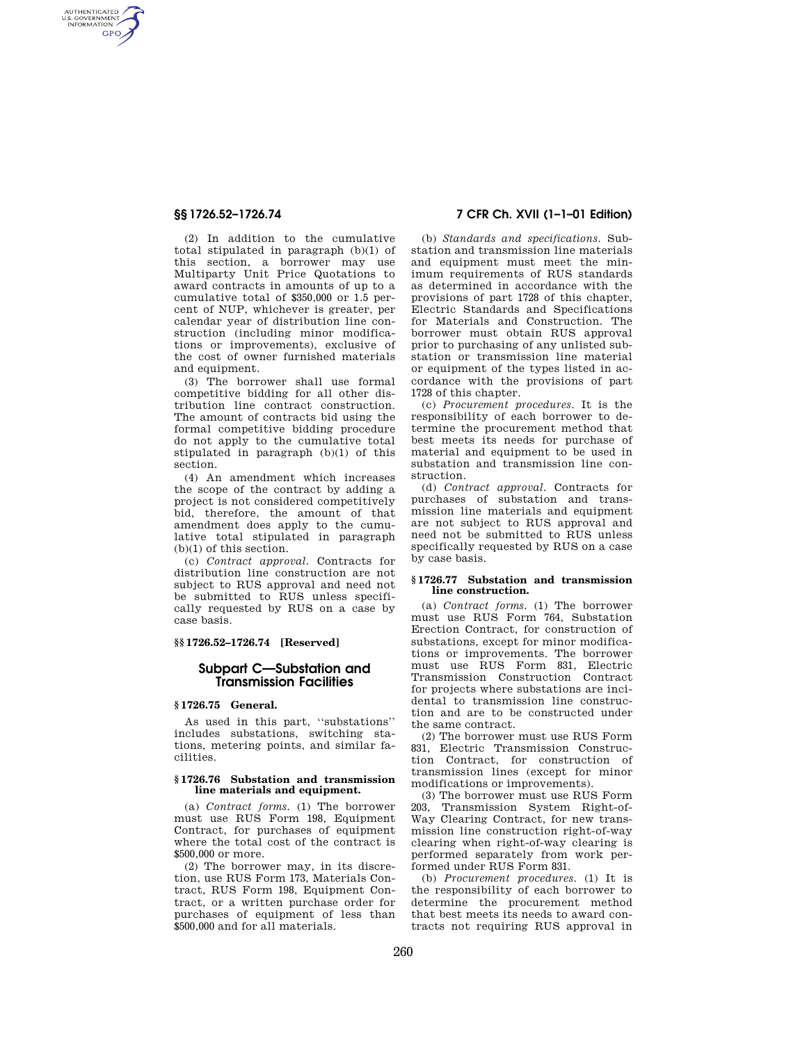(2) In addition to the cumulative total stipulated in paragraph (b)(1) of this section, a borrower may use Multiparty Unit Price Quotations to award contracts in amounts of up to a cumulative total of $350,000 or 1.5 percent of NUP, whichever is greater, per calendar year of distribution line construction (including minor modifications or improvements), exclusive of the cost of owner furnished materials and equipment.

(3) The borrower shall use formal competitive bidding for all other distribution line contract construction. The amount of contracts bid using the formal competitive bidding procedure do not apply to the cumulative total stipulated in paragraph (b)(1) of this section.

(4) An amendment which increases the scope of the contract by adding a project is not considered competitively bid, therefore, the amount of that amendment does apply to the cumulative total stipulated in paragraph (b)(1) of this section.

(c) *Contract approval.* Contracts for distribution line construction are not subject to RUS approval and need not be submitted to RUS unless specifically requested by RUS on a case by case basis.

### §§ 1726.52–1726.74 [Reserved]

## Subpart C—Substation and Transmission Facilities

### § 1726.75 General.

As used in this part, ''substations'' includes substations, switching stations, metering points, and similar facilities.

### § 1726.76 Substation and transmission line materials and equipment.

(a) *Contract forms.* (1) The borrower must use RUS Form 198, Equipment Contract, for purchases of equipment where the total cost of the contract is $500,000 or more.

(2) The borrower may, in its discretion, use RUS Form 173, Materials Contract, RUS Form 198, Equipment Contract, or a written purchase order for purchases of equipment of less than $500,000 and for all materials.

(b) *Standards and specifications.* Substation and transmission line materials and equipment must meet the minimum requirements of RUS standards as determined in accordance with the provisions of part 1728 of this chapter, Electric Standards and Specifications for Materials and Construction. The borrower must obtain RUS approval prior to purchasing of any unlisted substation or transmission line material or equipment of the types listed in accordance with the provisions of part 1728 of this chapter.

(c) *Procurement procedures.* It is the responsibility of each borrower to determine the procurement method that best meets its needs for purchase of material and equipment to be used in substation and transmission line construction.

(d) *Contract approval.* Contracts for purchases of substation and transmission line materials and equipment are not subject to RUS approval and need not be submitted to RUS unless specifically requested by RUS on a case by case basis.

### § 1726.77 Substation and transmission line construction.

(a) *Contract forms.* (1) The borrower must use RUS Form 764, Substation Erection Contract, for construction of substations, except for minor modifications or improvements. The borrower must use RUS Form 831, Electric Transmission Construction Contract for projects where substations are incidental to transmission line construction and are to be constructed under the same contract.

(2) The borrower must use RUS Form 831, Electric Transmission Construction Contract, for construction of transmission lines (except for minor modifications or improvements).

(3) The borrower must use RUS Form 203, Transmission System Right-of-Way Clearing Contract, for new transmission line construction right-of-way clearing when right-of-way clearing is performed separately from work performed under RUS Form 831.

(b) *Procurement procedures.* (1) It is the responsibility of each borrower to determine the procurement method that best meets its needs to award contracts not requiring RUS approval in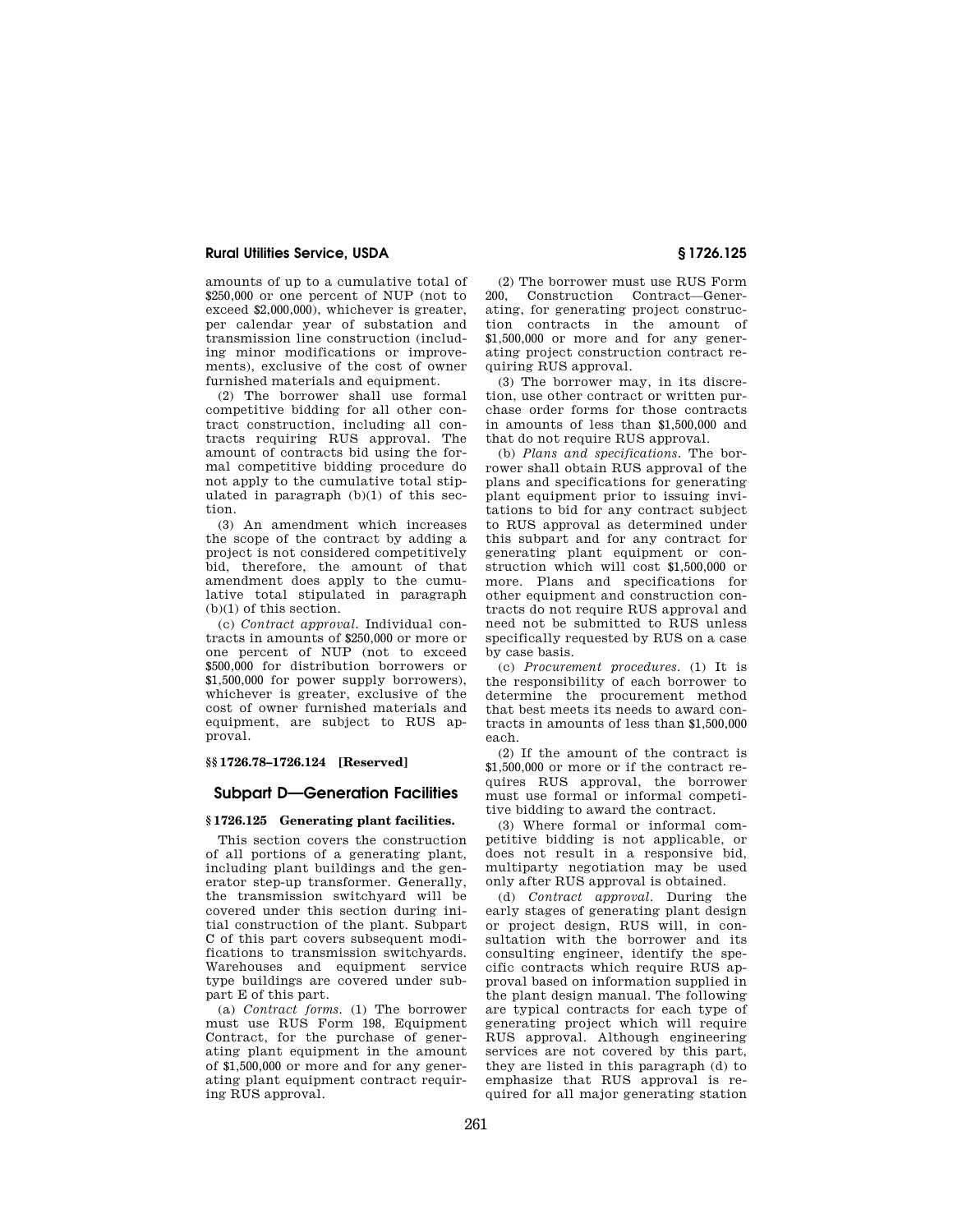amounts of up to a cumulative total of $250,000 or one percent of NUP (not to exceed $2,000,000), whichever is greater, per calendar year of substation and transmission line construction (including minor modifications or improvements), exclusive of the cost of owner furnished materials and equipment.

(2) The borrower shall use formal competitive bidding for all other contract construction, including all contracts requiring RUS approval. The amount of contracts bid using the formal competitive bidding procedure do not apply to the cumulative total stipulated in paragraph (b)(1) of this section.

(3) An amendment which increases the scope of the contract by adding a project is not considered competitively bid, therefore, the amount of that amendment does apply to the cumulative total stipulated in paragraph (b)(1) of this section.

(c) *Contract approval.* Individual contracts in amounts of $250,000 or more or one percent of NUP (not to exceed $500,000 for distribution borrowers or $1,500,000 for power supply borrowers), whichever is greater, exclusive of the cost of owner furnished materials and equipment, are subject to RUS approval.

**§§ 1726.78–1726.124 [Reserved]**

## Subpart D—Generation Facilities

**§ 1726.125 Generating plant facilities.**

This section covers the construction of all portions of a generating plant, including plant buildings and the generator step-up transformer. Generally, the transmission switchyard will be covered under this section during initial construction of the plant. Subpart C of this part covers subsequent modifications to transmission switchyards. Warehouses and equipment service type buildings are covered under subpart E of this part.

(a) *Contract forms.* (1) The borrower must use RUS Form 198, Equipment Contract, for the purchase of generating plant equipment in the amount of $1,500,000 or more and for any generating plant equipment contract requiring RUS approval.

(2) The borrower must use RUS Form 200, Construction Contract—Generating, for generating project construction contracts in the amount of $1,500,000 or more and for any generating project construction contract requiring RUS approval.

(3) The borrower may, in its discretion, use other contract or written purchase order forms for those contracts in amounts of less than $1,500,000 and that do not require RUS approval.

(b) *Plans and specifications.* The borrower shall obtain RUS approval of the plans and specifications for generating plant equipment prior to issuing invitations to bid for any contract subject to RUS approval as determined under this subpart and for any contract for generating plant equipment or construction which will cost $1,500,000 or more. Plans and specifications for other equipment and construction contracts do not require RUS approval and need not be submitted to RUS unless specifically requested by RUS on a case by case basis.

(c) *Procurement procedures.* (1) It is the responsibility of each borrower to determine the procurement method that best meets its needs to award contracts in amounts of less than $1,500,000 each.

(2) If the amount of the contract is $1,500,000 or more or if the contract requires RUS approval, the borrower must use formal or informal competitive bidding to award the contract.

(3) Where formal or informal competitive bidding is not applicable, or does not result in a responsive bid, multiparty negotiation may be used only after RUS approval is obtained.

(d) *Contract approval.* During the early stages of generating plant design or project design, RUS will, in consultation with the borrower and its consulting engineer, identify the specific contracts which require RUS approval based on information supplied in the plant design manual. The following are typical contracts for each type of generating project which will require RUS approval. Although engineering services are not covered by this part, they are listed in this paragraph (d) to emphasize that RUS approval is required for all major generating station